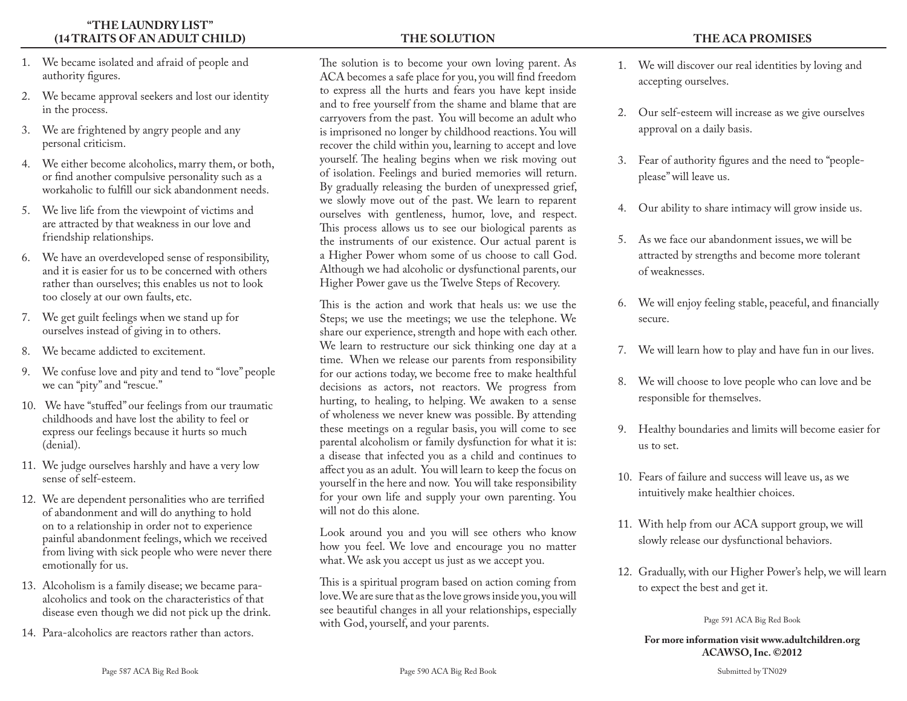## "THE LAUNDRY LIST" (14 TRAITS OF AN ADULT CHILD)

1. We became isolated and afraid of people and authority figures.
2. We became approval seekers and lost our identity in the process.
3. We are frightened by angry people and any personal criticism.
4. We either become alcoholics, marry them, or both, or find another compulsive personality such as a workaholic to fulfill our sick abandonment needs.
5. We live life from the viewpoint of victims and are attracted by that weakness in our love and friendship relationships.
6. We have an overdeveloped sense of responsibility, and it is easier for us to be concerned with others rather than ourselves; this enables us not to look too closely at our own faults, etc.
7. We get guilt feelings when we stand up for ourselves instead of giving in to others.
8. We became addicted to excitement.
9. We confuse love and pity and tend to "love" people we can "pity" and "rescue."
10. We have "stuffed" our feelings from our traumatic childhoods and have lost the ability to feel or express our feelings because it hurts so much (denial).
11. We judge ourselves harshly and have a very low sense of self-esteem.
12. We are dependent personalities who are terrified of abandonment and will do anything to hold on to a relationship in order not to experience painful abandonment feelings, which we received from living with sick people who were never there emotionally for us.
13. Alcoholism is a family disease; we became para-alcoholics and took on the characteristics of that disease even though we did not pick up the drink.
14. Para-alcoholics are reactors rather than actors.

Page 587 ACA Big Red Book

## THE SOLUTION

The solution is to become your own loving parent. As ACA becomes a safe place for you, you will find freedom to express all the hurts and fears you have kept inside and to free yourself from the shame and blame that are carryovers from the past. You will become an adult who is imprisoned no longer by childhood reactions. You will recover the child within you, learning to accept and love yourself. The healing begins when we risk moving out of isolation. Feelings and buried memories will return. By gradually releasing the burden of unexpressed grief, we slowly move out of the past. We learn to reparent ourselves with gentleness, humor, love, and respect. This process allows us to see our biological parents as the instruments of our existence. Our actual parent is a Higher Power whom some of us choose to call God. Although we had alcoholic or dysfunctional parents, our Higher Power gave us the Twelve Steps of Recovery.

This is the action and work that heals us: we use the Steps; we use the meetings; we use the telephone. We share our experience, strength and hope with each other. We learn to restructure our sick thinking one day at a time. When we release our parents from responsibility for our actions today, we become free to make healthful decisions as actors, not reactors. We progress from hurting, to healing, to helping. We awaken to a sense of wholeness we never knew was possible. By attending these meetings on a regular basis, you will come to see parental alcoholism or family dysfunction for what it is: a disease that infected you as a child and continues to affect you as an adult. You will learn to keep the focus on yourself in the here and now. You will take responsibility for your own life and supply your own parenting. You will not do this alone.

Look around you and you will see others who know how you feel. We love and encourage you no matter what. We ask you accept us just as we accept you.

This is a spiritual program based on action coming from love. We are sure that as the love grows inside you, you will see beautiful changes in all your relationships, especially with God, yourself, and your parents.

Page 590 ACA Big Red Book

## THE ACA PROMISES

1. We will discover our real identities by loving and accepting ourselves.
2. Our self-esteem will increase as we give ourselves approval on a daily basis.
3. Fear of authority figures and the need to "people-please" will leave us.
4. Our ability to share intimacy will grow inside us.
5. As we face our abandonment issues, we will be attracted by strengths and become more tolerant of weaknesses.
6. We will enjoy feeling stable, peaceful, and financially secure.
7. We will learn how to play and have fun in our lives.
8. We will choose to love people who can love and be responsible for themselves.
9. Healthy boundaries and limits will become easier for us to set.
10. Fears of failure and success will leave us, as we intuitively make healthier choices.
11. With help from our ACA support group, we will slowly release our dysfunctional behaviors.
12. Gradually, with our Higher Power's help, we will learn to expect the best and get it.

Page 591 ACA Big Red Book

**For more information visit www.adultchildren.org**
**ACAWSO, Inc. ©2012**

Submitted by TN029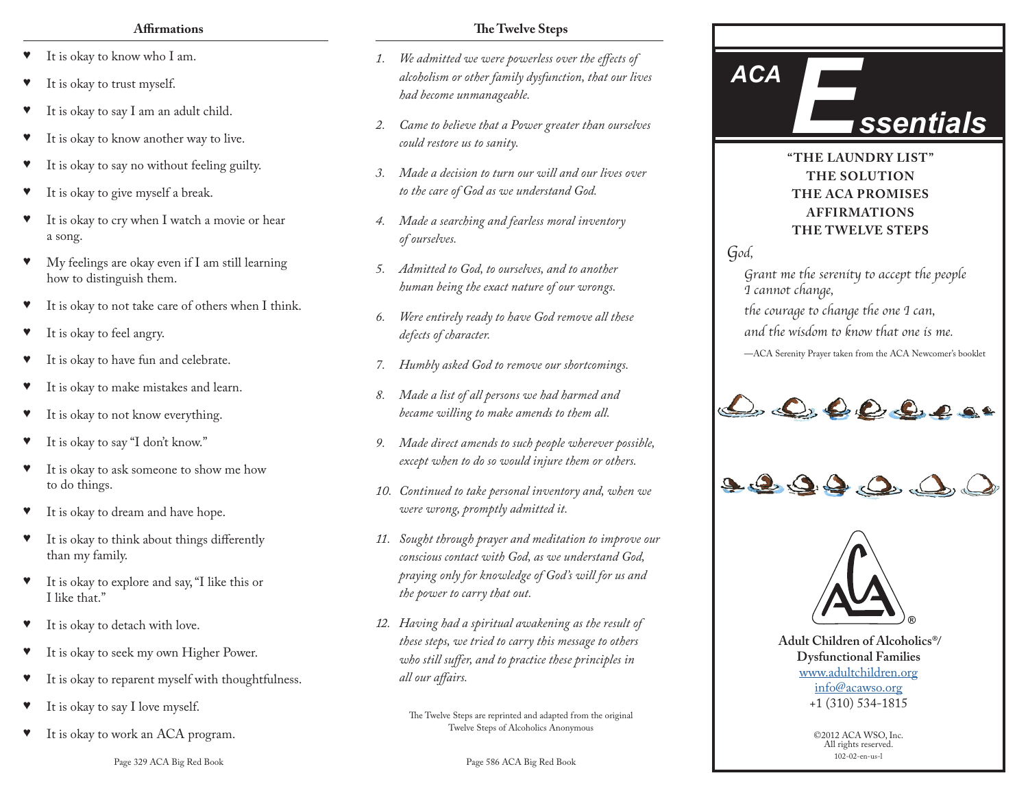## Affirmations

- It is okay to know who I am.
- It is okay to trust myself.
- It is okay to say I am an adult child.
- It is okay to know another way to live.
- It is okay to say no without feeling guilty.
- It is okay to give myself a break.
- It is okay to cry when I watch a movie or hear a song.
- My feelings are okay even if I am still learning how to distinguish them.
- It is okay to not take care of others when I think.
- It is okay to feel angry.
- It is okay to have fun and celebrate.
- It is okay to make mistakes and learn.
- It is okay to not know everything.
- It is okay to say "I don't know."
- It is okay to ask someone to show me how to do things.
- It is okay to dream and have hope.
- It is okay to think about things differently than my family.
- It is okay to explore and say, "I like this or I like that."
- It is okay to detach with love.
- It is okay to seek my own Higher Power.
- It is okay to reparent myself with thoughtfulness.
- It is okay to say I love myself.
- It is okay to work an ACA program.

Page 329 ACA Big Red Book

## The Twelve Steps

1. *We admitted we were powerless over the effects of alcoholism or other family dysfunction, that our lives had become unmanageable.*
2. *Came to believe that a Power greater than ourselves could restore us to sanity.*
3. *Made a decision to turn our will and our lives over to the care of God as we understand God.*
4. *Made a searching and fearless moral inventory of ourselves.*
5. *Admitted to God, to ourselves, and to another human being the exact nature of our wrongs.*
6. *Were entirely ready to have God remove all these defects of character.*
7. *Humbly asked God to remove our shortcomings.*
8. *Made a list of all persons we had harmed and became willing to make amends to them all.*
9. *Made direct amends to such people wherever possible, except when to do so would injure them or others.*
10. *Continued to take personal inventory and, when we were wrong, promptly admitted it.*
11. *Sought through prayer and meditation to improve our conscious contact with God, as we understand God, praying only for knowledge of God's will for us and the power to carry that out.*
12. *Having had a spiritual awakening as the result of these steps, we tried to carry this message to others who still suffer, and to practice these principles in all our affairs.*

The Twelve Steps are reprinted and adapted from the original Twelve Steps of Alcoholics Anonymous

Page 586 ACA Big Red Book

# ACA Essentials

**"THE LAUNDRY LIST"**
**THE SOLUTION**
**THE ACA PROMISES**
**AFFIRMATIONS**
**THE TWELVE STEPS**

*God,*

*Grant me the serenity to accept the people I cannot change,*

*the courage to change the one I can,*

*and the wisdom to know that one is me.*

—ACA Serenity Prayer taken from the ACA Newcomer's booklet

**Adult Children of Alcoholics®/ Dysfunctional Families**
www.adultchildren.org
info@acawso.org
+1 (310) 534-1815

©2012 ACA WSO, Inc.
All rights reserved.
102-02-en-us-1